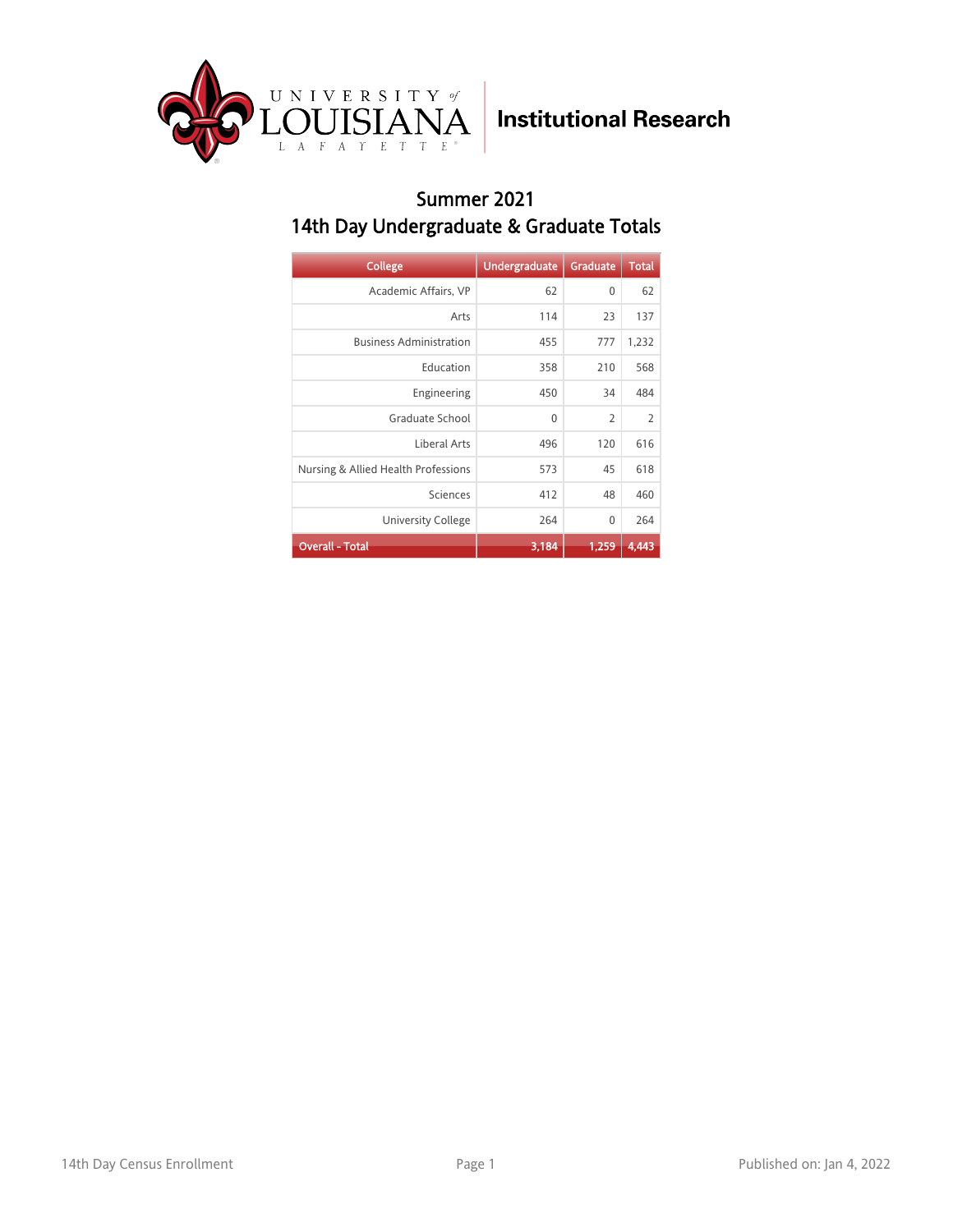University of Louisiana Lafayette **Institutional Research**

## Summer 2021
## 14th Day Undergraduate & Graduate Totals

| College | Undergraduate | Graduate | Total |
|---|---|---|---|
| Academic Affairs, VP | 62 | 0 | 62 |
| Arts | 114 | 23 | 137 |
| Business Administration | 455 | 777 | 1,232 |
| Education | 358 | 210 | 568 |
| Engineering | 450 | 34 | 484 |
| Graduate School | 0 | 2 | 2 |
| Liberal Arts | 496 | 120 | 616 |
| Nursing & Allied Health Professions | 573 | 45 | 618 |
| Sciences | 412 | 48 | 460 |
| University College | 264 | 0 | 264 |
| **Overall - Total** | **3,184** | **1,259** | **4,443** |

14th Day Census Enrollment

Published on: Jan 4, 2022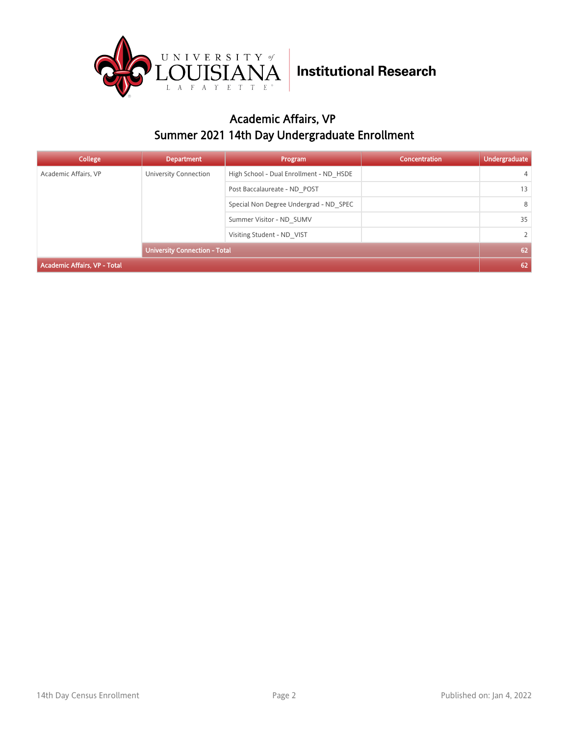Institutional Research

# Academic Affairs, VP
## Summer 2021 14th Day Undergraduate Enrollment

| College | Department | Program | Concentration | Undergraduate |
|---|---|---|---|---|
| Academic Affairs, VP | University Connection | High School - Dual Enrollment - ND_HSDE | | 4 |
| | | Post Baccalaureate - ND_POST | | 13 |
| | | Special Non Degree Undergrad - ND_SPEC | | 8 |
| | | Summer Visitor - ND_SUMV | | 35 |
| | | Visiting Student - ND_VIST | | 2 |
| | **University Connection - Total** | | | **62** |
| **Academic Affairs, VP - Total** | | | | **62** |

14th Day Census Enrollment

Published on: Jan 4, 2022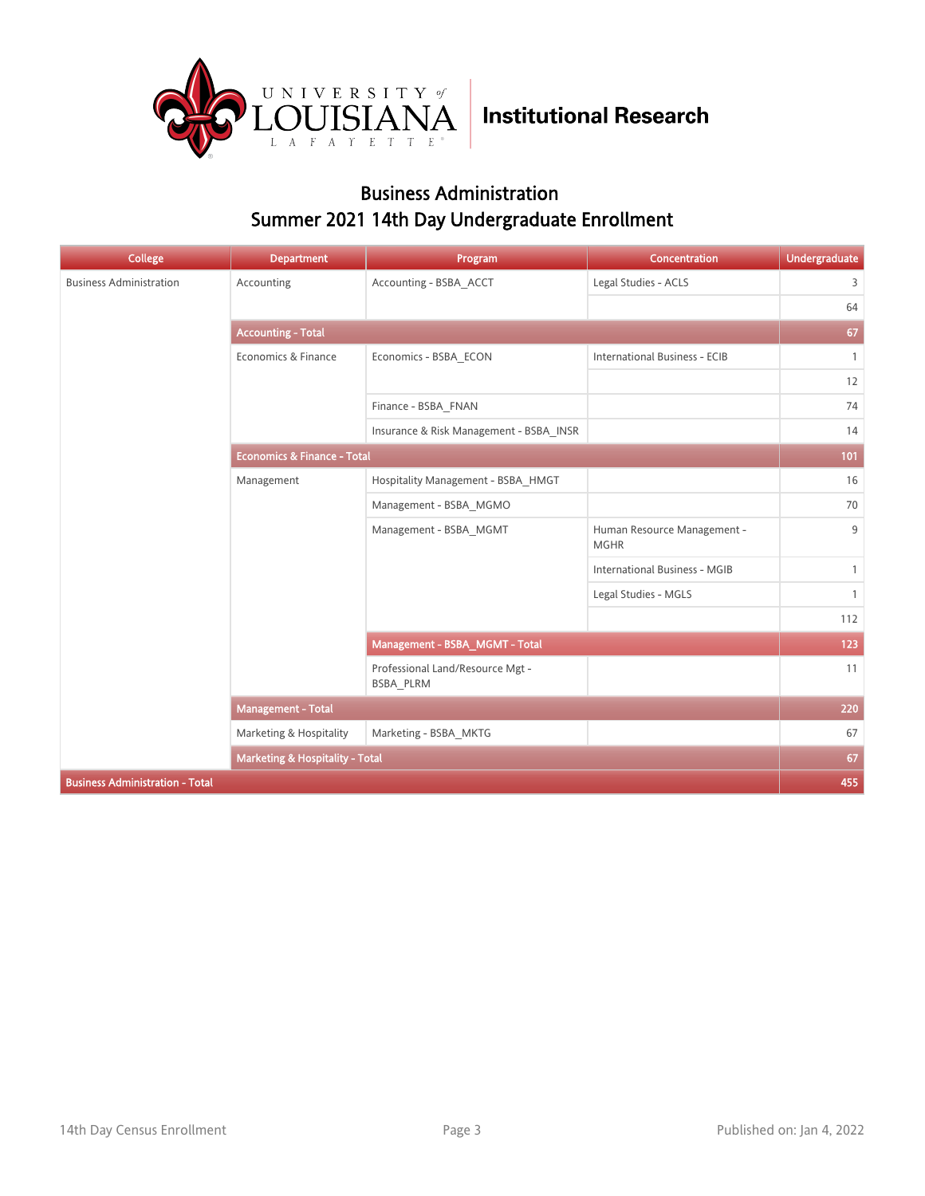University of Louisiana Lafayette | Institutional Research

## Business Administration
## Summer 2021 14th Day Undergraduate Enrollment

| College | Department | Program | Concentration | Undergraduate |
|---|---|---|---|---|
| Business Administration | Accounting | Accounting - BSBA_ACCT | Legal Studies - ACLS | 3 |
| | | | | 64 |
| | **Accounting - Total** | | | **67** |
| | Economics & Finance | Economics - BSBA_ECON | International Business - ECIB | 1 |
| | | | | 12 |
| | | Finance - BSBA_FNAN | | 74 |
| | | Insurance & Risk Management - BSBA_INSR | | 14 |
| | **Economics & Finance - Total** | | | **101** |
| | Management | Hospitality Management - BSBA_HMGT | | 16 |
| | | Management - BSBA_MGMO | | 70 |
| | | Management - BSBA_MGMT | Human Resource Management - MGHR | 9 |
| | | | International Business - MGIB | 1 |
| | | | Legal Studies - MGLS | 1 |
| | | | | 112 |
| | | **Management - BSBA_MGMT - Total** | | **123** |
| | | Professional Land/Resource Mgt - BSBA_PLRM | | 11 |
| | **Management - Total** | | | **220** |
| | Marketing & Hospitality | Marketing - BSBA_MKTG | | 67 |
| | **Marketing & Hospitality - Total** | | | **67** |
| **Business Administration - Total** | | | | **455** |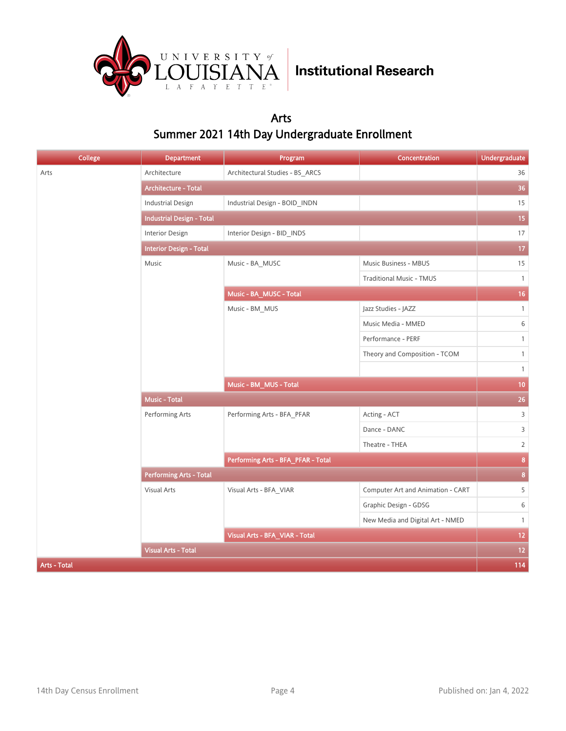# Arts

## Summer 2021 14th Day Undergraduate Enrollment

| College | Department | Program | Concentration | Undergraduate |
|---|---|---|---|---|
| Arts | Architecture | Architectural Studies - BS_ARCS | | 36 |
| | Architecture - Total | | | 36 |
| | Industrial Design | Industrial Design - BOID_INDN | | 15 |
| | Industrial Design - Total | | | 15 |
| | Interior Design | Interior Design - BID_INDS | | 17 |
| | Interior Design - Total | | | 17 |
| | Music | Music - BA_MUSC | Music Business - MBUS | 15 |
| | | | Traditional Music - TMUS | 1 |
| | | Music - BA_MUSC - Total | | 16 |
| | | Music - BM_MUS | Jazz Studies - JAZZ | 1 |
| | | | Music Media - MMED | 6 |
| | | | Performance - PERF | 1 |
| | | | Theory and Composition - TCOM | 1 |
| | | | | 1 |
| | | Music - BM_MUS - Total | | 10 |
| | Music - Total | | | 26 |
| | Performing Arts | Performing Arts - BFA_PFAR | Acting - ACT | 3 |
| | | | Dance - DANC | 3 |
| | | | Theatre - THEA | 2 |
| | | Performing Arts - BFA_PFAR - Total | | 8 |
| | Performing Arts - Total | | | 8 |
| | Visual Arts | Visual Arts - BFA_VIAR | Computer Art and Animation - CART | 5 |
| | | | Graphic Design - GDSG | 6 |
| | | | New Media and Digital Art - NMED | 1 |
| | | Visual Arts - BFA_VIAR - Total | | 12 |
| | Visual Arts - Total | | | 12 |
| Arts - Total | | | | 114 |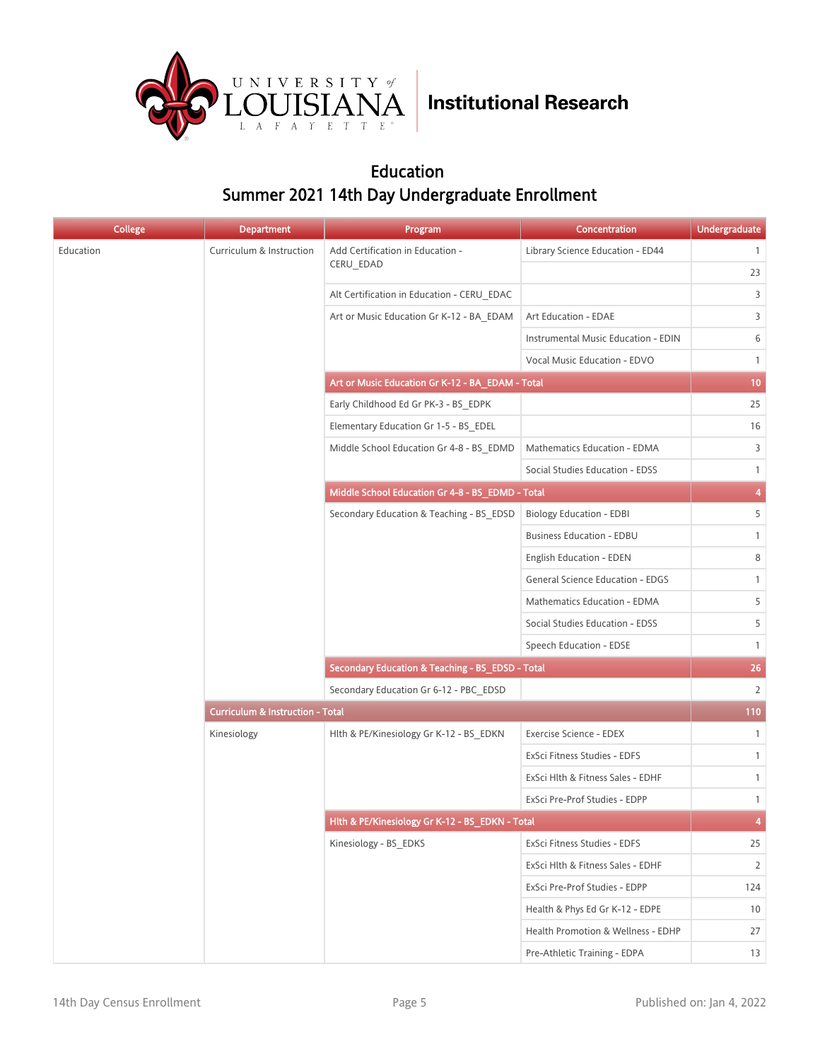# Education

## Summer 2021 14th Day Undergraduate Enrollment

| College | Department | Program | Concentration | Undergraduate |
|---|---|---|---|---|
| Education | Curriculum & Instruction | Add Certification in Education - CERU_EDAD | Library Science Education - ED44 | 1 |
| | | | | 23 |
| | | Alt Certification in Education - CERU_EDAC | | 3 |
| | | Art or Music Education Gr K-12 - BA_EDAM | Art Education - EDAE | 3 |
| | | | Instrumental Music Education - EDIN | 6 |
| | | | Vocal Music Education - EDVO | 1 |
| | | **Art or Music Education Gr K-12 - BA_EDAM - Total** | | **10** |
| | | Early Childhood Ed Gr PK-3 - BS_EDPK | | 25 |
| | | Elementary Education Gr 1-5 - BS_EDEL | | 16 |
| | | Middle School Education Gr 4-8 - BS_EDMD | Mathematics Education - EDMA | 3 |
| | | | Social Studies Education - EDSS | 1 |
| | | **Middle School Education Gr 4-8 - BS_EDMD - Total** | | **4** |
| | | Secondary Education & Teaching - BS_EDSD | Biology Education - EDBI | 5 |
| | | | Business Education - EDBU | 1 |
| | | | English Education - EDEN | 8 |
| | | | General Science Education - EDGS | 1 |
| | | | Mathematics Education - EDMA | 5 |
| | | | Social Studies Education - EDSS | 5 |
| | | | Speech Education - EDSE | 1 |
| | | **Secondary Education & Teaching - BS_EDSD - Total** | | **26** |
| | | Secondary Education Gr 6-12 - PBC_EDSD | | 2 |
| | **Curriculum & Instruction - Total** | | | **110** |
| | Kinesiology | Hlth & PE/Kinesiology Gr K-12 - BS_EDKN | Exercise Science - EDEX | 1 |
| | | | ExSci Fitness Studies - EDFS | 1 |
| | | | ExSci Hlth & Fitness Sales - EDHF | 1 |
| | | | ExSci Pre-Prof Studies - EDPP | 1 |
| | | **Hlth & PE/Kinesiology Gr K-12 - BS_EDKN - Total** | | **4** |
| | | Kinesiology - BS_EDKS | ExSci Fitness Studies - EDFS | 25 |
| | | | ExSci Hlth & Fitness Sales - EDHF | 2 |
| | | | ExSci Pre-Prof Studies - EDPP | 124 |
| | | | Health & Phys Ed Gr K-12 - EDPE | 10 |
| | | | Health Promotion & Wellness - EDHP | 27 |
| | | | Pre-Athletic Training - EDPA | 13 |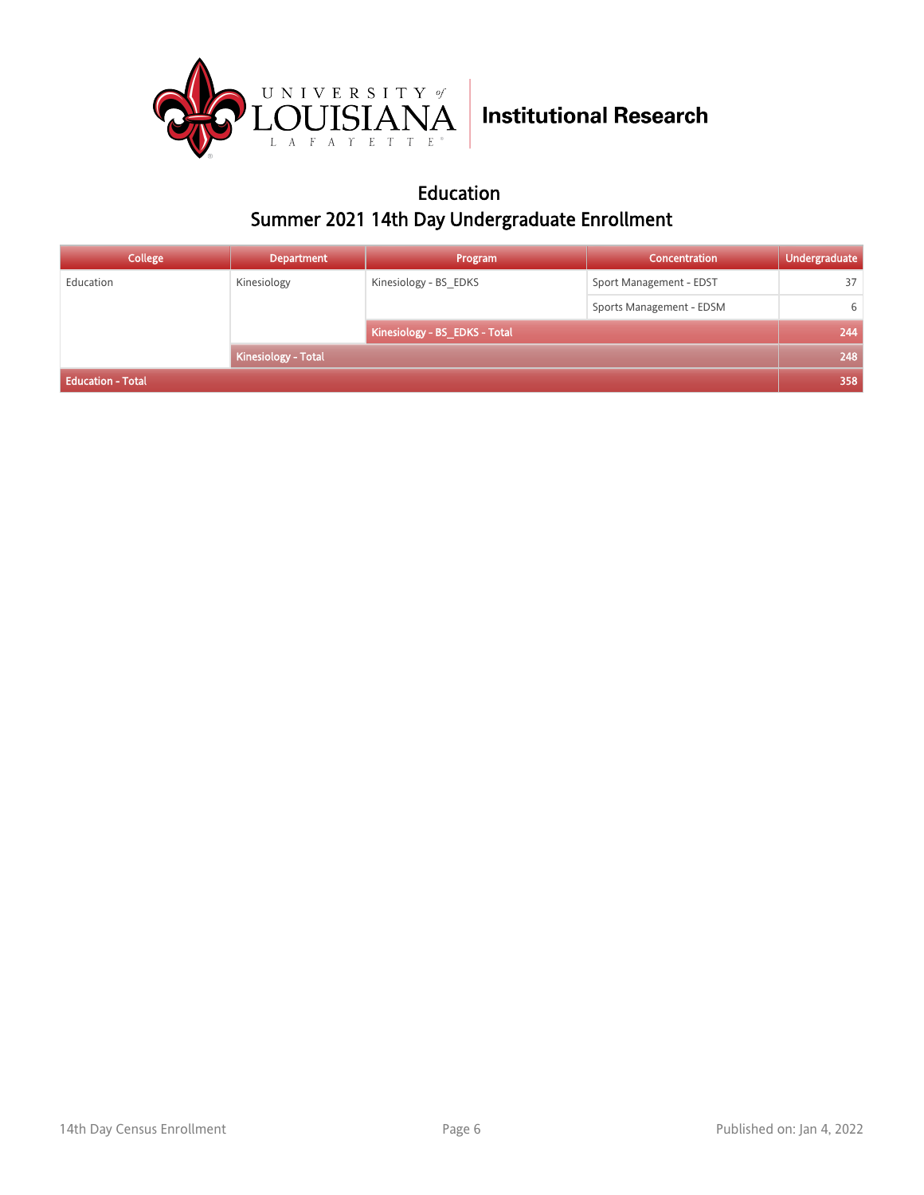Institutional Research

## Education

## Summer 2021 14th Day Undergraduate Enrollment

| College | Department | Program | Concentration | Undergraduate |
|---|---|---|---|---|
| Education | Kinesiology | Kinesiology - BS_EDKS | Sport Management - EDST | 37 |
| | | | Sports Management - EDSM | 6 |
| | | Kinesiology - BS_EDKS - Total | | 244 |
| | Kinesiology - Total | | | 248 |
| Education - Total | | | | 358 |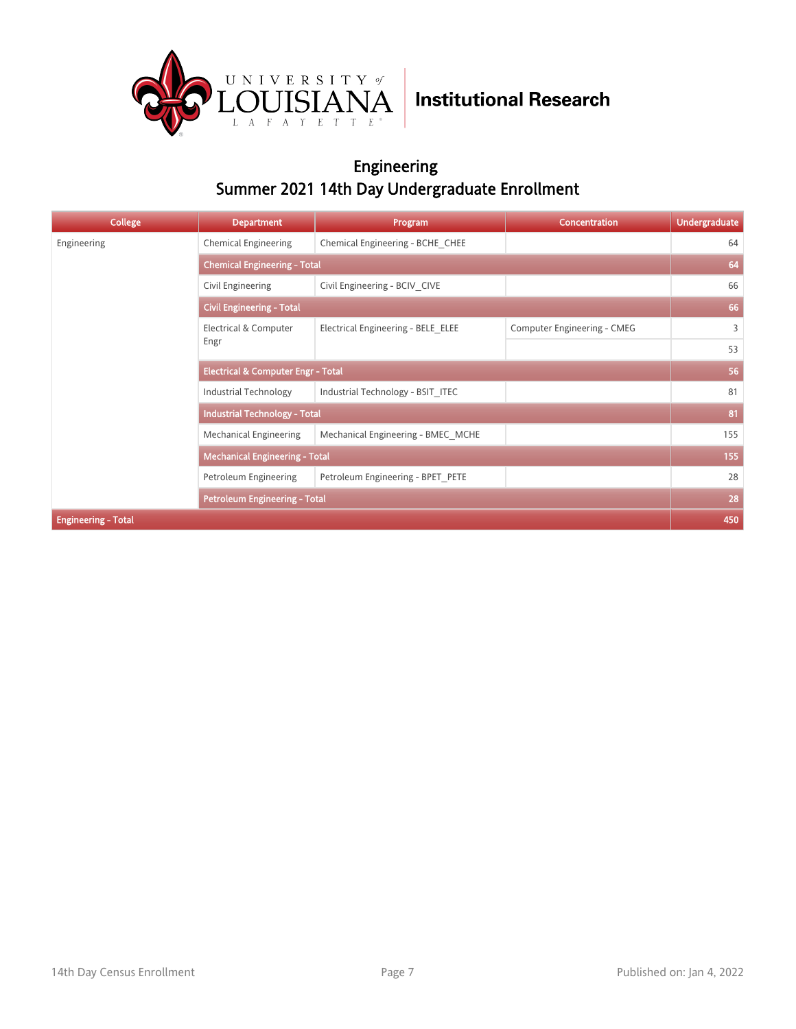UNIVERSITY of LOUISIANA LAFAYETTE | Institutional Research

## Engineering
## Summer 2021 14th Day Undergraduate Enrollment

| College | Department | Program | Concentration | Undergraduate |
|---|---|---|---|---|
| Engineering | Chemical Engineering | Chemical Engineering - BCHE_CHEE | | 64 |
| | **Chemical Engineering - Total** | | | **64** |
| | Civil Engineering | Civil Engineering - BCIV_CIVE | | 66 |
| | **Civil Engineering - Total** | | | **66** |
| | Electrical & Computer Engr | Electrical Engineering - BELE_ELEE | Computer Engineering - CMEG | 3 |
| | | | | 53 |
| | **Electrical & Computer Engr - Total** | | | **56** |
| | Industrial Technology | Industrial Technology - BSIT_ITEC | | 81 |
| | **Industrial Technology - Total** | | | **81** |
| | Mechanical Engineering | Mechanical Engineering - BMEC_MCHE | | 155 |
| | **Mechanical Engineering - Total** | | | **155** |
| | Petroleum Engineering | Petroleum Engineering - BPET_PETE | | 28 |
| | **Petroleum Engineering - Total** | | | **28** |
| **Engineering - Total** | | | | **450** |

14th Day Census Enrollment | Published on: Jan 4, 2022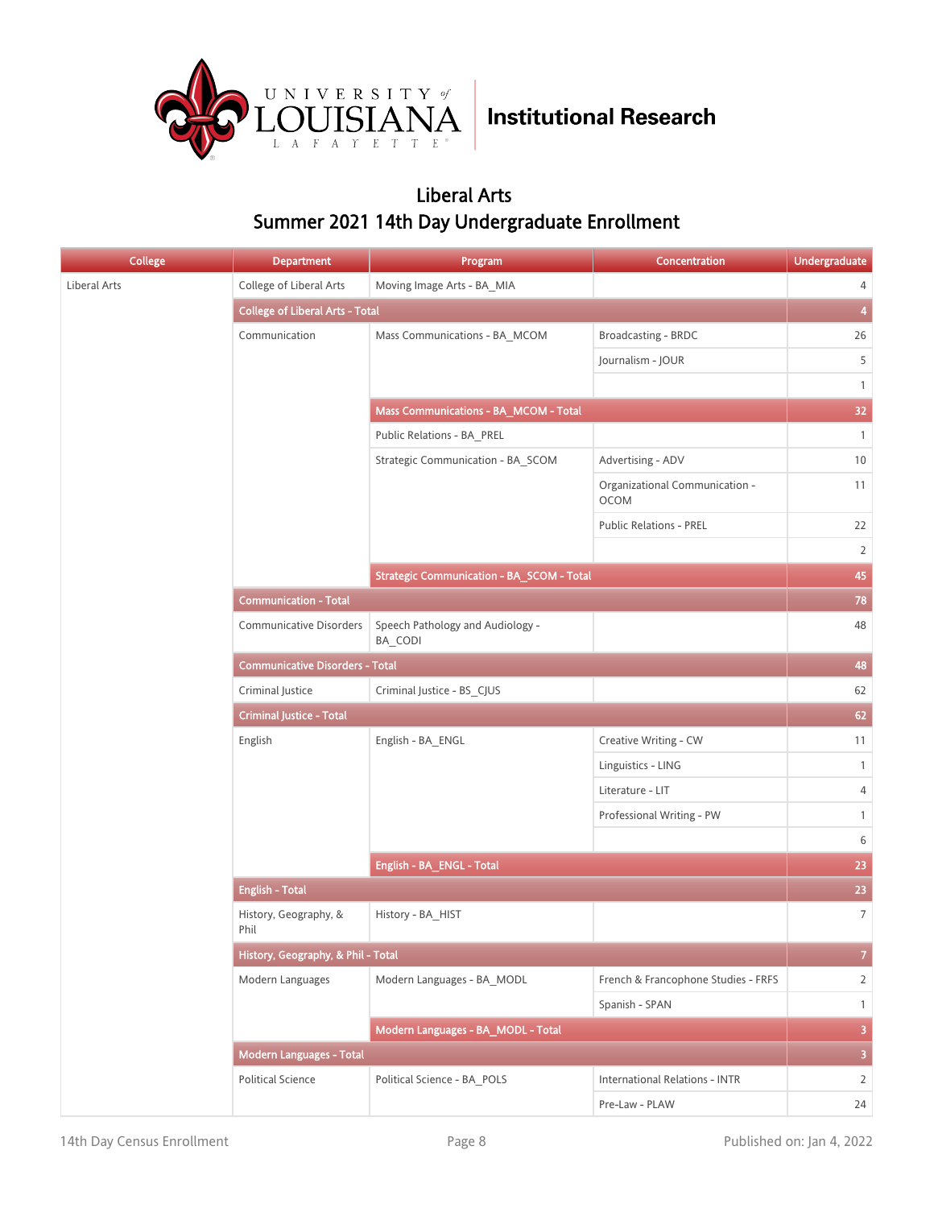# Liberal Arts

## Summer 2021 14th Day Undergraduate Enrollment

| College | Department | Program | Concentration | Undergraduate |
|---|---|---|---|---|
| Liberal Arts | College of Liberal Arts | Moving Image Arts - BA_MIA | | 4 |
| | College of Liberal Arts - Total | | | 4 |
| | Communication | Mass Communications - BA_MCOM | Broadcasting - BRDC | 26 |
| | | | Journalism - JOUR | 5 |
| | | | | 1 |
| | | Mass Communications - BA_MCOM - Total | | 32 |
| | | Public Relations - BA_PREL | | 1 |
| | | Strategic Communication - BA_SCOM | Advertising - ADV | 10 |
| | | | Organizational Communication - OCOM | 11 |
| | | | Public Relations - PREL | 22 |
| | | | | 2 |
| | | Strategic Communication - BA_SCOM - Total | | 45 |
| | Communication - Total | | | 78 |
| | Communicative Disorders | Speech Pathology and Audiology - BA_CODI | | 48 |
| | Communicative Disorders - Total | | | 48 |
| | Criminal Justice | Criminal Justice - BS_CJUS | | 62 |
| | Criminal Justice - Total | | | 62 |
| | English | English - BA_ENGL | Creative Writing - CW | 11 |
| | | | Linguistics - LING | 1 |
| | | | Literature - LIT | 4 |
| | | | Professional Writing - PW | 1 |
| | | | | 6 |
| | | English - BA_ENGL - Total | | 23 |
| | English - Total | | | 23 |
| | History, Geography, & Phil | History - BA_HIST | | 7 |
| | History, Geography, & Phil - Total | | | 7 |
| | Modern Languages | Modern Languages - BA_MODL | French & Francophone Studies - FRFS | 2 |
| | | | Spanish - SPAN | 1 |
| | | Modern Languages - BA_MODL - Total | | 3 |
| | Modern Languages - Total | | | 3 |
| | Political Science | Political Science - BA_POLS | International Relations - INTR | 2 |
| | | | Pre-Law - PLAW | 24 |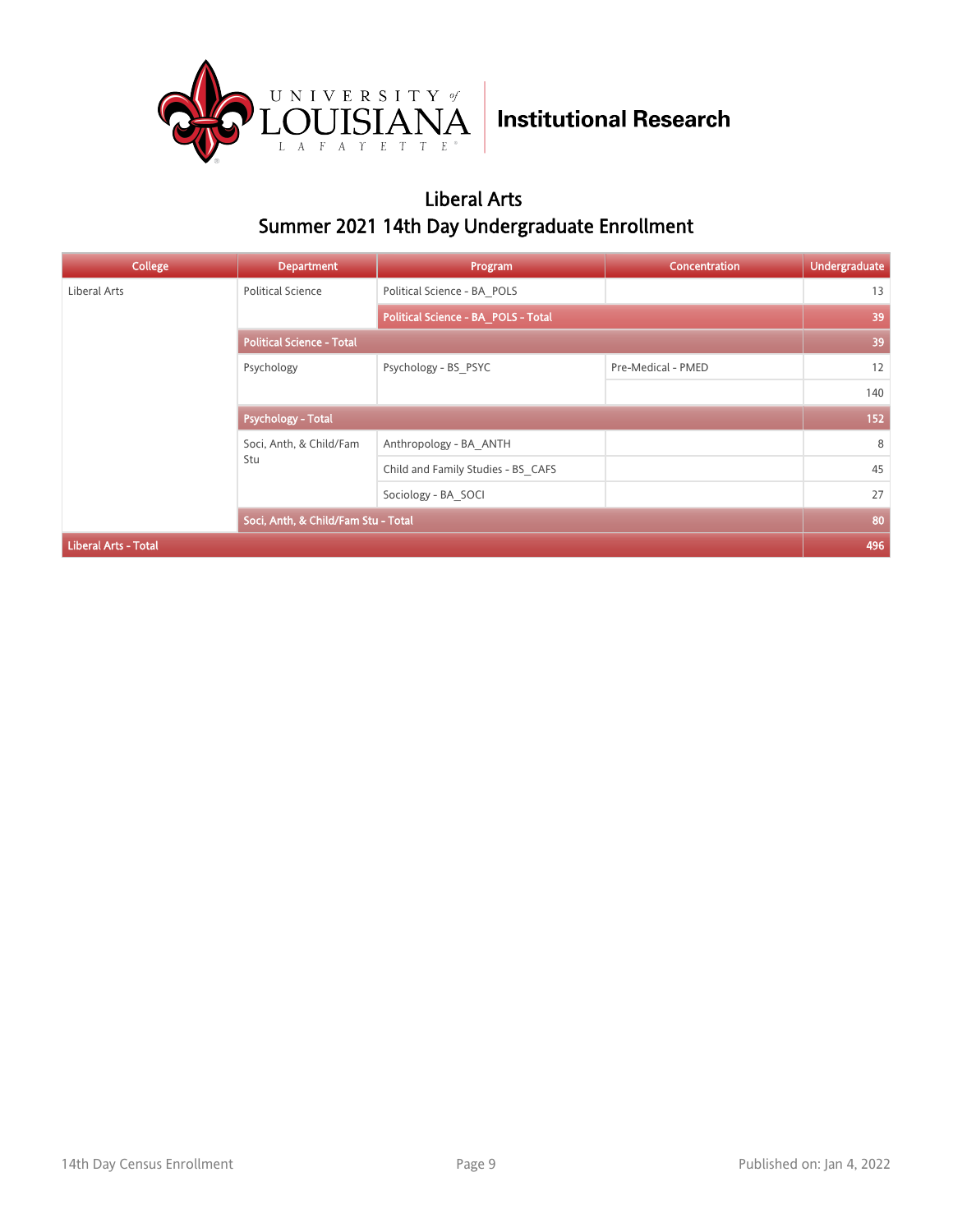University of Louisiana Lafayette | Institutional Research

## Liberal Arts
## Summer 2021 14th Day Undergraduate Enrollment

| College | Department | Program | Concentration | Undergraduate |
|---|---|---|---|---|
| Liberal Arts | Political Science | Political Science - BA_POLS | | 13 |
| | | **Political Science - BA_POLS - Total** | | **39** |
| | **Political Science - Total** | | | **39** |
| | Psychology | Psychology - BS_PSYC | Pre-Medical - PMED | 12 |
| | | | | 140 |
| | **Psychology - Total** | | | **152** |
| | Soci, Anth, & Child/Fam Stu | Anthropology - BA_ANTH | | 8 |
| | | Child and Family Studies - BS_CAFS | | 45 |
| | | Sociology - BA_SOCI | | 27 |
| | **Soci, Anth, & Child/Fam Stu - Total** | | | **80** |
| **Liberal Arts - Total** | | | | **496** |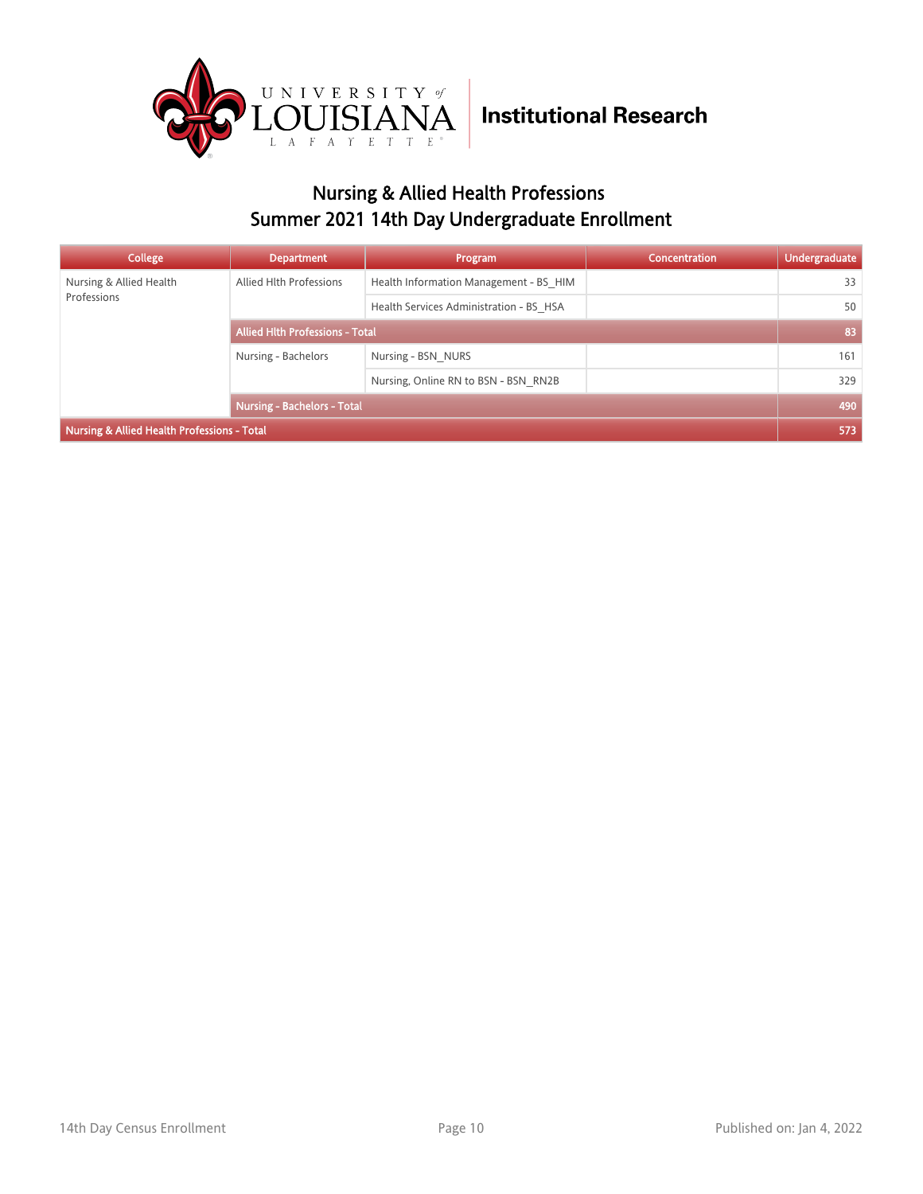Institutional Research

## Nursing & Allied Health Professions
## Summer 2021 14th Day Undergraduate Enrollment

| College | Department | Program | Concentration | Undergraduate |
|---|---|---|---|---|
| Nursing & Allied Health Professions | Allied Hlth Professions | Health Information Management - BS_HIM | | 33 |
| | | Health Services Administration - BS_HSA | | 50 |
| | **Allied Hlth Professions - Total** | | | **83** |
| | Nursing - Bachelors | Nursing - BSN_NURS | | 161 |
| | | Nursing, Online RN to BSN - BSN_RN2B | | 329 |
| | **Nursing - Bachelors - Total** | | | **490** |
| **Nursing & Allied Health Professions - Total** | | | | **573** |

14th Day Census Enrollment

Published on: Jan 4, 2022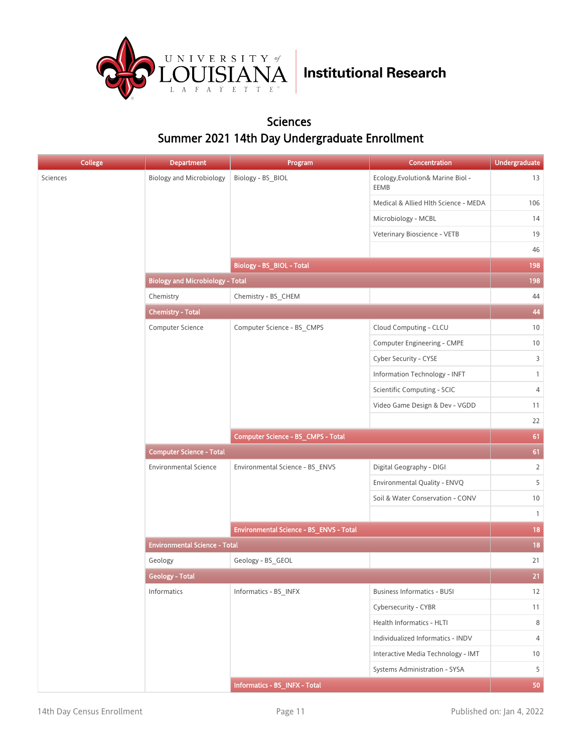# Sciences

## Summer 2021 14th Day Undergraduate Enrollment

| College | Department | Program | Concentration | Undergraduate |
|---|---|---|---|---|
| Sciences | Biology and Microbiology | Biology - BS_BIOL | Ecology,Evolution& Marine Biol - EEMB | 13 |
| | | | Medical & Allied Hlth Science - MEDA | 106 |
| | | | Microbiology - MCBL | 14 |
| | | | Veterinary Bioscience - VETB | 19 |
| | | | | 46 |
| | | **Biology - BS_BIOL - Total** | | **198** |
| | **Biology and Microbiology - Total** | | | **198** |
| | Chemistry | Chemistry - BS_CHEM | | 44 |
| | **Chemistry - Total** | | | **44** |
| | Computer Science | Computer Science - BS_CMPS | Cloud Computing - CLCU | 10 |
| | | | Computer Engineering - CMPE | 10 |
| | | | Cyber Security - CYSE | 3 |
| | | | Information Technology - INFT | 1 |
| | | | Scientific Computing - SCIC | 4 |
| | | | Video Game Design & Dev - VGDD | 11 |
| | | | | 22 |
| | | **Computer Science - BS_CMPS - Total** | | **61** |
| | **Computer Science - Total** | | | **61** |
| | Environmental Science | Environmental Science - BS_ENVS | Digital Geography - DIGI | 2 |
| | | | Environmental Quality - ENVQ | 5 |
| | | | Soil & Water Conservation - CONV | 10 |
| | | | | 1 |
| | | **Environmental Science - BS_ENVS - Total** | | **18** |
| | **Environmental Science - Total** | | | **18** |
| | Geology | Geology - BS_GEOL | | 21 |
| | **Geology - Total** | | | **21** |
| | Informatics | Informatics - BS_INFX | Business Informatics - BUSI | 12 |
| | | | Cybersecurity - CYBR | 11 |
| | | | Health Informatics - HLTI | 8 |
| | | | Individualized Informatics - INDV | 4 |
| | | | Interactive Media Technology - IMT | 10 |
| | | | Systems Administration - SYSA | 5 |
| | | **Informatics - BS_INFX - Total** | | **50** |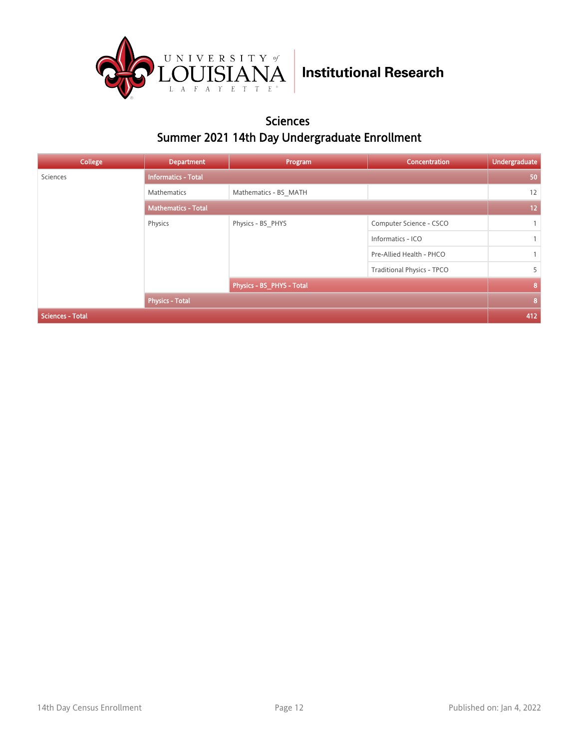# Sciences

## Summer 2021 14th Day Undergraduate Enrollment

| College | Department | Program | Concentration | Undergraduate |
|---|---|---|---|---|
| Sciences | **Informatics - Total** | | | **50** |
| | Mathematics | Mathematics - BS_MATH | | 12 |
| | **Mathematics - Total** | | | **12** |
| | Physics | Physics - BS_PHYS | Computer Science - CSCO | 1 |
| | | | Informatics - ICO | 1 |
| | | | Pre-Allied Health - PHCO | 1 |
| | | | Traditional Physics - TPCO | 5 |
| | | **Physics - BS_PHYS - Total** | | **8** |
| | **Physics - Total** | | | **8** |
| **Sciences - Total** | | | | **412** |

14th Day Census Enrollment

Published on: Jan 4, 2022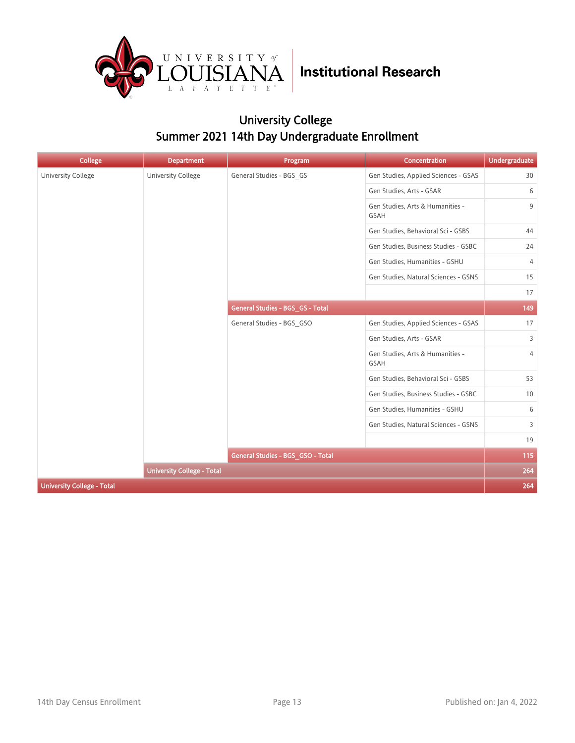# University College

## Summer 2021 14th Day Undergraduate Enrollment

| College | Department | Program | Concentration | Undergraduate |
|---|---|---|---|---|
| University College | University College | General Studies - BGS_GS | Gen Studies, Applied Sciences - GSAS | 30 |
| | | | Gen Studies, Arts - GSAR | 6 |
| | | | Gen Studies, Arts & Humanities - GSAH | 9 |
| | | | Gen Studies, Behavioral Sci - GSBS | 44 |
| | | | Gen Studies, Business Studies - GSBC | 24 |
| | | | Gen Studies, Humanities - GSHU | 4 |
| | | | Gen Studies, Natural Sciences - GSNS | 15 |
| | | | | 17 |
| | | **General Studies - BGS_GS - Total** | | **149** |
| | | General Studies - BGS_GSO | Gen Studies, Applied Sciences - GSAS | 17 |
| | | | Gen Studies, Arts - GSAR | 3 |
| | | | Gen Studies, Arts & Humanities - GSAH | 4 |
| | | | Gen Studies, Behavioral Sci - GSBS | 53 |
| | | | Gen Studies, Business Studies - GSBC | 10 |
| | | | Gen Studies, Humanities - GSHU | 6 |
| | | | Gen Studies, Natural Sciences - GSNS | 3 |
| | | | | 19 |
| | | **General Studies - BGS_GSO - Total** | | **115** |
| | **University College - Total** | | | **264** |
| **University College - Total** | | | | **264** |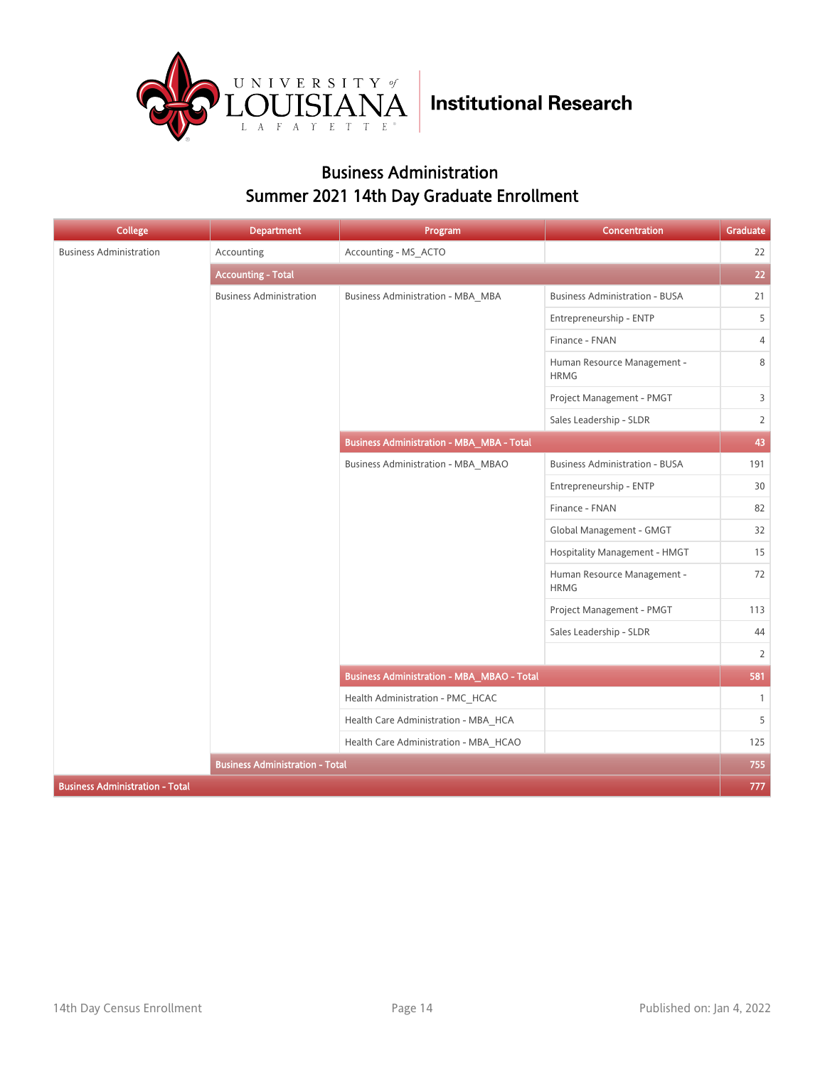Institutional Research

## Business Administration
## Summer 2021 14th Day Graduate Enrollment

| College | Department | Program | Concentration | Graduate |
|---|---|---|---|---|
| Business Administration | Accounting | Accounting - MS_ACTO | | 22 |
| | **Accounting - Total** | | | **22** |
| | Business Administration | Business Administration - MBA_MBA | Business Administration - BUSA | 21 |
| | | | Entrepreneurship - ENTP | 5 |
| | | | Finance - FNAN | 4 |
| | | | Human Resource Management - HRMG | 8 |
| | | | Project Management - PMGT | 3 |
| | | | Sales Leadership - SLDR | 2 |
| | | **Business Administration - MBA_MBA - Total** | | **43** |
| | | Business Administration - MBA_MBAO | Business Administration - BUSA | 191 |
| | | | Entrepreneurship - ENTP | 30 |
| | | | Finance - FNAN | 82 |
| | | | Global Management - GMGT | 32 |
| | | | Hospitality Management - HMGT | 15 |
| | | | Human Resource Management - HRMG | 72 |
| | | | Project Management - PMGT | 113 |
| | | | Sales Leadership - SLDR | 44 |
| | | | | 2 |
| | | **Business Administration - MBA_MBAO - Total** | | **581** |
| | | Health Administration - PMC_HCAC | | 1 |
| | | Health Care Administration - MBA_HCA | | 5 |
| | | Health Care Administration - MBA_HCAO | | 125 |
| | **Business Administration - Total** | | | **755** |
| **Business Administration - Total** | | | | **777** |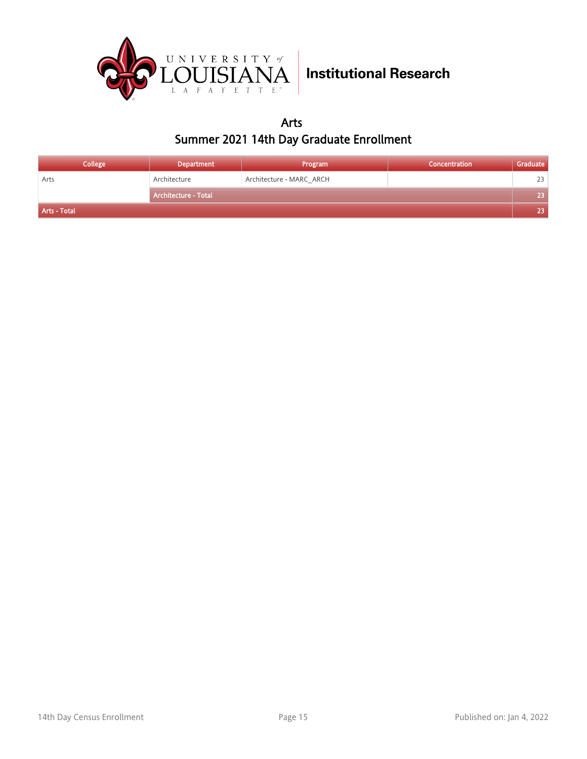Institutional Research

## Arts

## Summer 2021 14th Day Graduate Enrollment

| College | Department | Program | Concentration | Graduate |
|---|---|---|---|---|
| Arts | Architecture | Architecture - MARC_ARCH | | 23 |
| | Architecture - Total | | | 23 |
| Arts - Total | | | | 23 |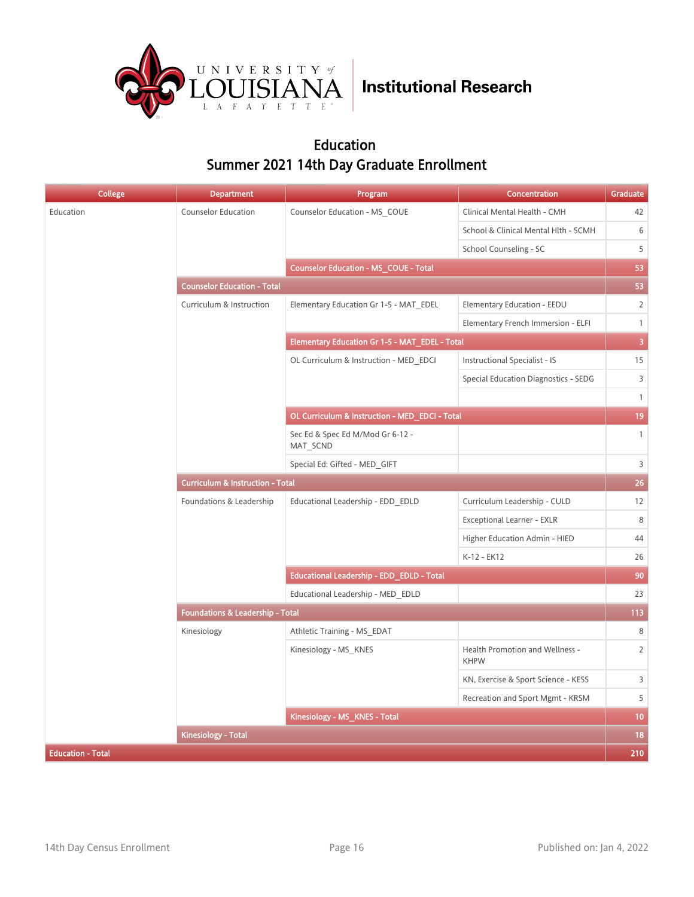Institutional Research

# Education
## Summer 2021 14th Day Graduate Enrollment

| College | Department | Program | Concentration | Graduate |
|---|---|---|---|---|
| Education | Counselor Education | Counselor Education - MS_COUE | Clinical Mental Health - CMH | 42 |
| | | | School & Clinical Mental Hlth - SCMH | 6 |
| | | | School Counseling - SC | 5 |
| | | Counselor Education - MS_COUE - Total | | 53 |
| | Counselor Education - Total | | | 53 |
| | Curriculum & Instruction | Elementary Education Gr 1-5 - MAT_EDEL | Elementary Education - EEDU | 2 |
| | | | Elementary French Immersion - ELFI | 1 |
| | | Elementary Education Gr 1-5 - MAT_EDEL - Total | | 3 |
| | | OL Curriculum & Instruction - MED_EDCI | Instructional Specialist - IS | 15 |
| | | | Special Education Diagnostics - SEDG | 3 |
| | | | | 1 |
| | | OL Curriculum & Instruction - MED_EDCI - Total | | 19 |
| | | Sec Ed & Spec Ed M/Mod Gr 6-12 - MAT_SCND | | 1 |
| | | Special Ed: Gifted - MED_GIFT | | 3 |
| | Curriculum & Instruction - Total | | | 26 |
| | Foundations & Leadership | Educational Leadership - EDD_EDLD | Curriculum Leadership - CULD | 12 |
| | | | Exceptional Learner - EXLR | 8 |
| | | | Higher Education Admin - HIED | 44 |
| | | | K-12 - EK12 | 26 |
| | | Educational Leadership - EDD_EDLD - Total | | 90 |
| | | Educational Leadership - MED_EDLD | | 23 |
| | Foundations & Leadership - Total | | | 113 |
| | Kinesiology | Athletic Training - MS_EDAT | | 8 |
| | | Kinesiology - MS_KNES | Health Promotion and Wellness - KHPW | 2 |
| | | | KN, Exercise & Sport Science - KESS | 3 |
| | | | Recreation and Sport Mgmt - KRSM | 5 |
| | | Kinesiology - MS_KNES - Total | | 10 |
| | Kinesiology - Total | | | 18 |
| Education - Total | | | | 210 |

14th Day Census Enrollment | Published on: Jan 4, 2022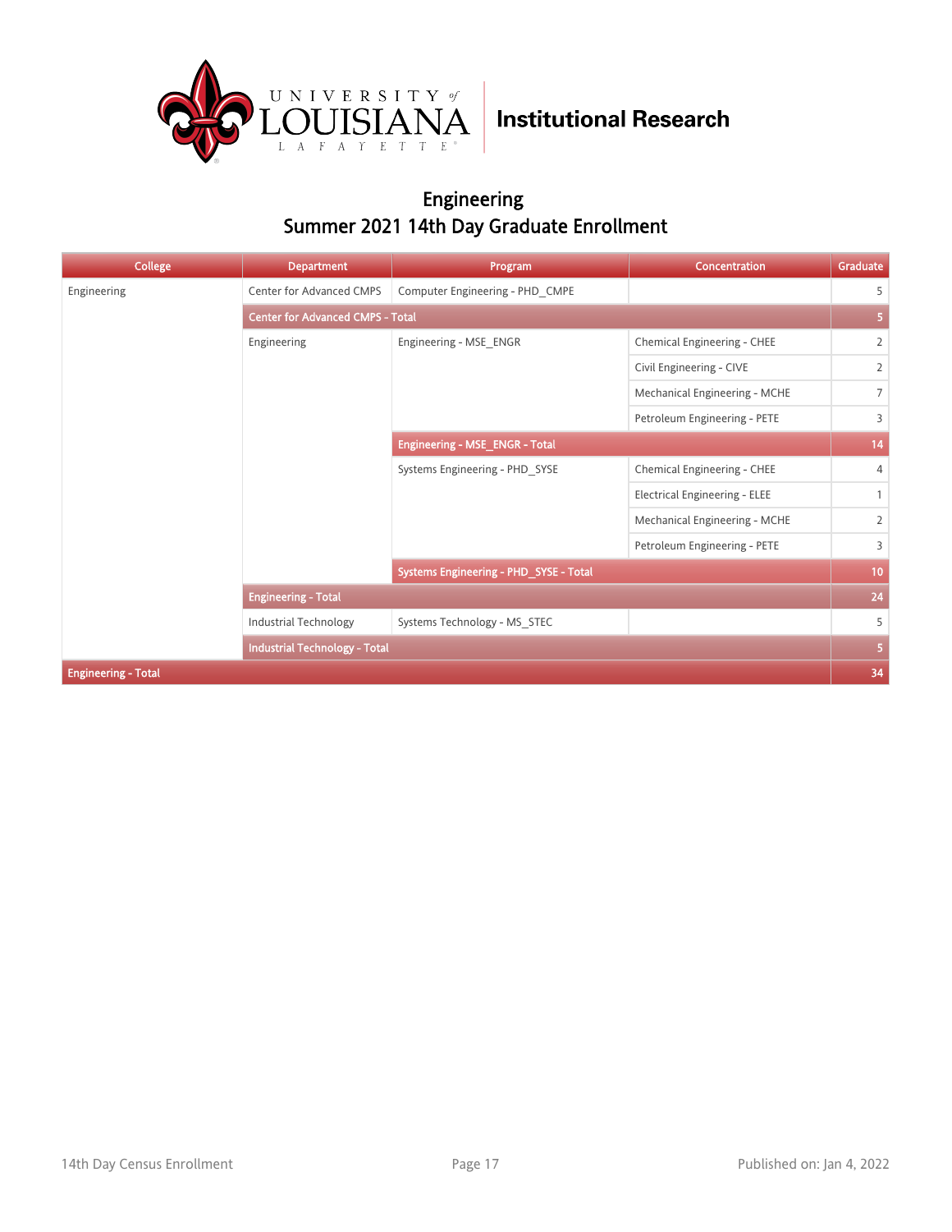# Engineering

## Summer 2021 14th Day Graduate Enrollment

| College | Department | Program | Concentration | Graduate |
|---|---|---|---|---|
| Engineering | Center for Advanced CMPS | Computer Engineering - PHD_CMPE | | 5 |
| | **Center for Advanced CMPS - Total** | | | **5** |
| | Engineering | Engineering - MSE_ENGR | Chemical Engineering - CHEE | 2 |
| | | | Civil Engineering - CIVE | 2 |
| | | | Mechanical Engineering - MCHE | 7 |
| | | | Petroleum Engineering - PETE | 3 |
| | | **Engineering - MSE_ENGR - Total** | | **14** |
| | | Systems Engineering - PHD_SYSE | Chemical Engineering - CHEE | 4 |
| | | | Electrical Engineering - ELEE | 1 |
| | | | Mechanical Engineering - MCHE | 2 |
| | | | Petroleum Engineering - PETE | 3 |
| | | **Systems Engineering - PHD_SYSE - Total** | | **10** |
| | **Engineering - Total** | | | **24** |
| | Industrial Technology | Systems Technology - MS_STEC | | 5 |
| | **Industrial Technology - Total** | | | **5** |
| **Engineering - Total** | | | | **34** |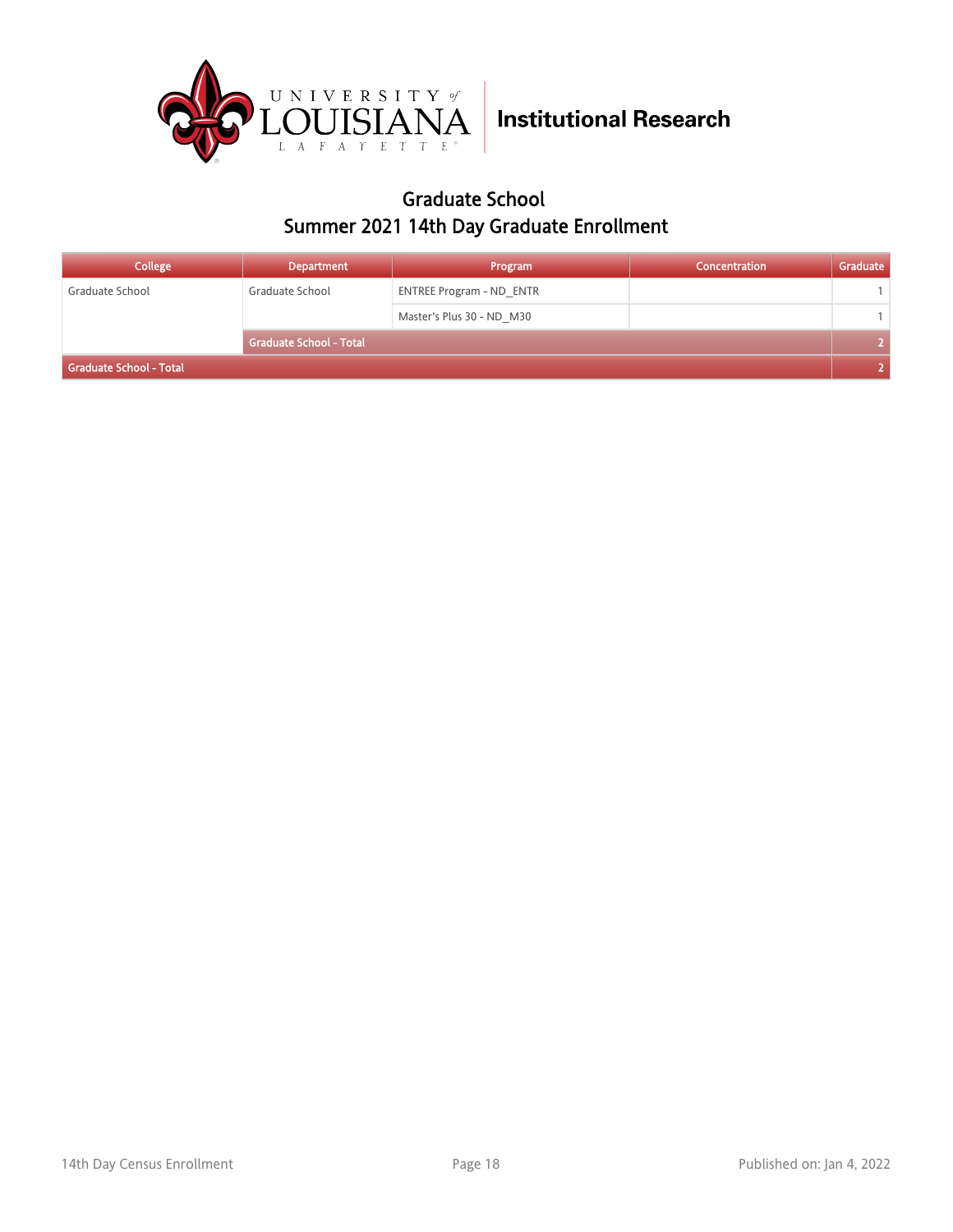# Graduate School

## Summer 2021 14th Day Graduate Enrollment

| College | Department | Program | Concentration | Graduate |
|---|---|---|---|---|
| Graduate School | Graduate School | ENTREE Program - ND_ENTR | | 1 |
| | | Master's Plus 30 - ND_M30 | | 1 |
| | Graduate School - Total | | | 2 |
| Graduate School - Total | | | | 2 |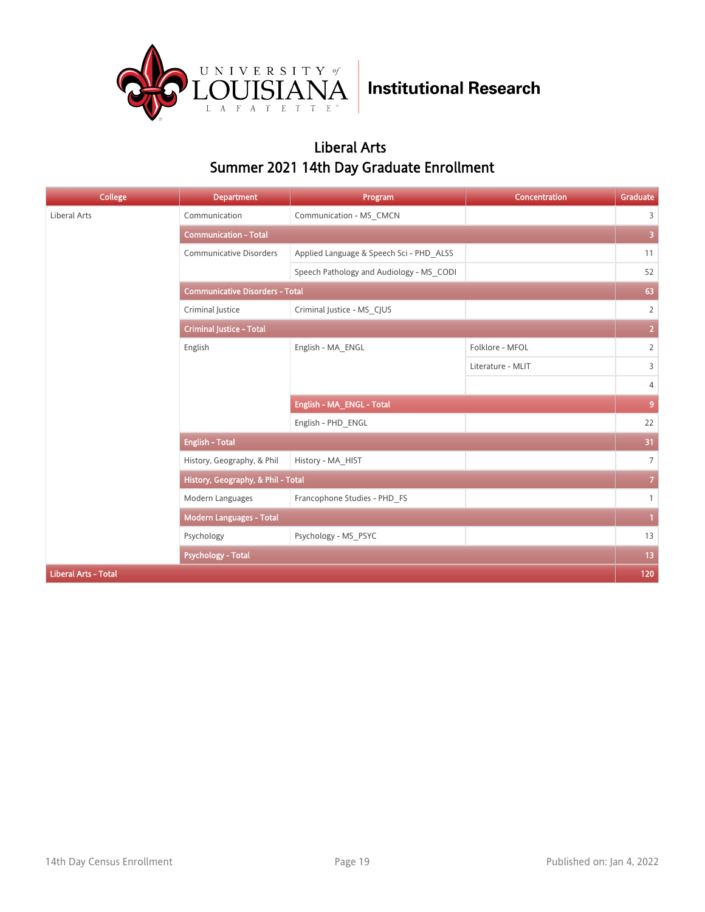University of Louisiana Lafayette | Institutional Research

## Liberal Arts
## Summer 2021 14th Day Graduate Enrollment

| College | Department | Program | Concentration | Graduate |
|---|---|---|---|---|
| Liberal Arts | Communication | Communication - MS_CMCN | | 3 |
| | **Communication - Total** | | | **3** |
| | Communicative Disorders | Applied Language & Speech Sci - PHD_ALSS | | 11 |
| | | Speech Pathology and Audiology - MS_CODI | | 52 |
| | **Communicative Disorders - Total** | | | **63** |
| | Criminal Justice | Criminal Justice - MS_CJUS | | 2 |
| | **Criminal Justice - Total** | | | **2** |
| | English | English - MA_ENGL | Folklore - MFOL | 2 |
| | | | Literature - MLIT | 3 |
| | | | | 4 |
| | | **English - MA_ENGL - Total** | | **9** |
| | | English - PHD_ENGL | | 22 |
| | **English - Total** | | | **31** |
| | History, Geography, & Phil | History - MA_HIST | | 7 |
| | **History, Geography, & Phil - Total** | | | **7** |
| | Modern Languages | Francophone Studies - PHD_FS | | 1 |
| | **Modern Languages - Total** | | | **1** |
| | Psychology | Psychology - MS_PSYC | | 13 |
| | **Psychology - Total** | | | **13** |
| **Liberal Arts - Total** | | | | **120** |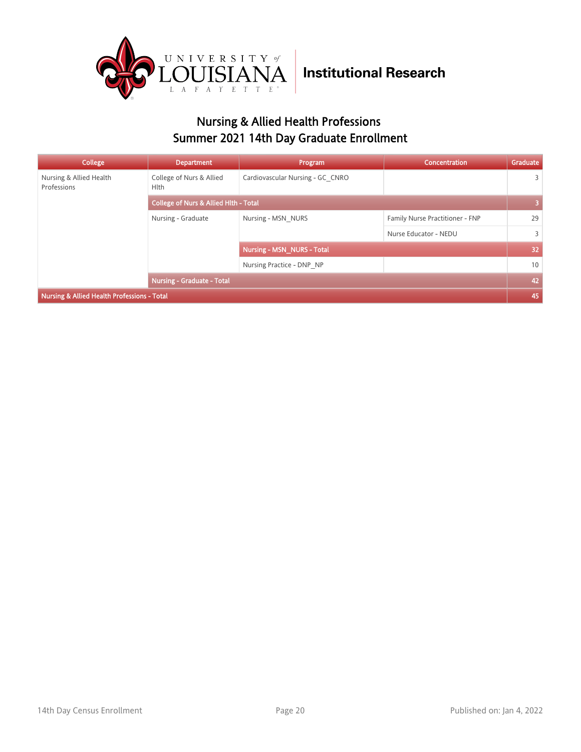Institutional Research

## Nursing & Allied Health Professions
## Summer 2021 14th Day Graduate Enrollment

| College | Department | Program | Concentration | Graduate |
|---|---|---|---|---|
| Nursing & Allied Health Professions | College of Nurs & Allied Hlth | Cardiovascular Nursing - GC_CNRO | | 3 |
| | College of Nurs & Allied Hlth - Total | | | 3 |
| | Nursing - Graduate | Nursing - MSN_NURS | Family Nurse Practitioner - FNP | 29 |
| | | | Nurse Educator - NEDU | 3 |
| | | Nursing - MSN_NURS - Total | | 32 |
| | | Nursing Practice - DNP_NP | | 10 |
| | Nursing - Graduate - Total | | | 42 |
| Nursing & Allied Health Professions - Total | | | | 45 |

14th Day Census Enrollment

Published on: Jan 4, 2022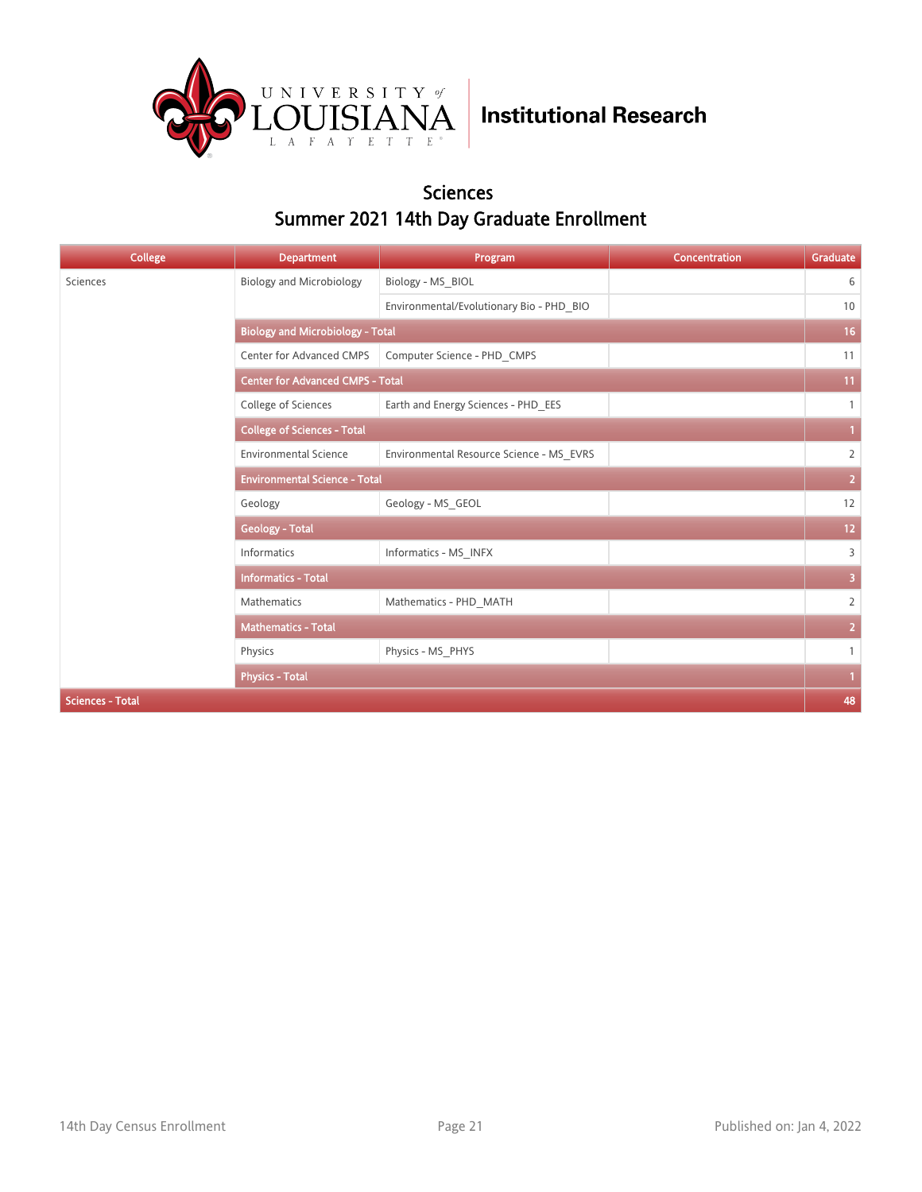University of Louisiana Lafayette | Institutional Research

## Sciences
## Summer 2021 14th Day Graduate Enrollment

| College | Department | Program | Concentration | Graduate |
|---|---|---|---|---|
| Sciences | Biology and Microbiology | Biology - MS_BIOL | | 6 |
| | | Environmental/Evolutionary Bio - PHD_BIO | | 10 |
| | **Biology and Microbiology - Total** | | | **16** |
| | Center for Advanced CMPS | Computer Science - PHD_CMPS | | 11 |
| | **Center for Advanced CMPS - Total** | | | **11** |
| | College of Sciences | Earth and Energy Sciences - PHD_EES | | 1 |
| | **College of Sciences - Total** | | | **1** |
| | Environmental Science | Environmental Resource Science - MS_EVRS | | 2 |
| | **Environmental Science - Total** | | | **2** |
| | Geology | Geology - MS_GEOL | | 12 |
| | **Geology - Total** | | | **12** |
| | Informatics | Informatics - MS_INFX | | 3 |
| | **Informatics - Total** | | | **3** |
| | Mathematics | Mathematics - PHD_MATH | | 2 |
| | **Mathematics - Total** | | | **2** |
| | Physics | Physics - MS_PHYS | | 1 |
| | **Physics - Total** | | | **1** |
| **Sciences - Total** | | | | **48** |

14th Day Census Enrollment | Published on: Jan 4, 2022